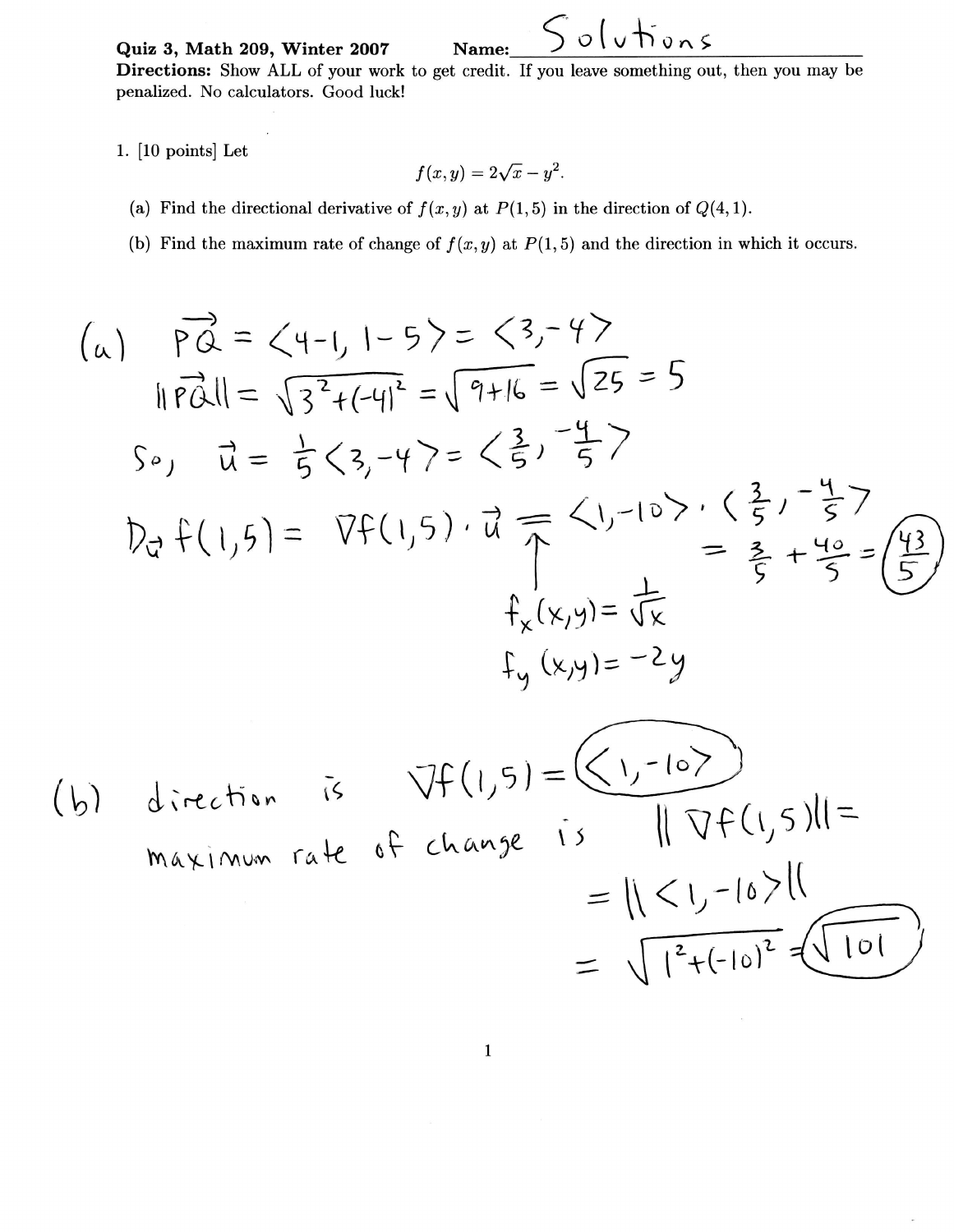**Quiz 3, Math 209, Winter 2007** **Name:** Solutions

**Directions:** Show ALL of your work to get credit. If you leave something out, then you may be penalized. No calculators. Good luck!

1. [10 points] Let

$$f(x, y) = 2\sqrt{x} - y^2.$$

(a) Find the directional derivative of $f(x, y)$ at $P(1, 5)$ in the direction of $Q(4, 1)$.

(b) Find the maximum rate of change of $f(x, y)$ at $P(1, 5)$ and the direction in which it occurs.

(a) $\vec{PQ} = \langle 4-1, 1-5 \rangle = \langle 3, -4 \rangle$

$\|\vec{PQ}\| = \sqrt{3^2 + (-4)^2} = \sqrt{9+16} = \sqrt{25} = 5$

So, $\vec{u} = \frac{1}{5}\langle 3, -4 \rangle = \langle \frac{3}{5}, \frac{-4}{5} \rangle$

$D_{\vec{u}} f(1,5) = \nabla f(1,5) \cdot \vec{u} = \langle 1, -10 \rangle \cdot \langle \frac{3}{5}, -\frac{4}{5} \rangle = \frac{3}{5} + \frac{40}{5} = \boxed{\frac{43}{5}}$

$f_x(x,y) = \frac{1}{\sqrt{x}}$

$f_y(x,y) = -2y$

(b) direction is $\nabla f(1,5) = \boxed{\langle 1, -10 \rangle}$

maximum rate of change is $\|\nabla f(1,5)\| = \|\langle 1, -10 \rangle\| = \sqrt{1^2 + (-10)^2} = \boxed{\sqrt{101}}$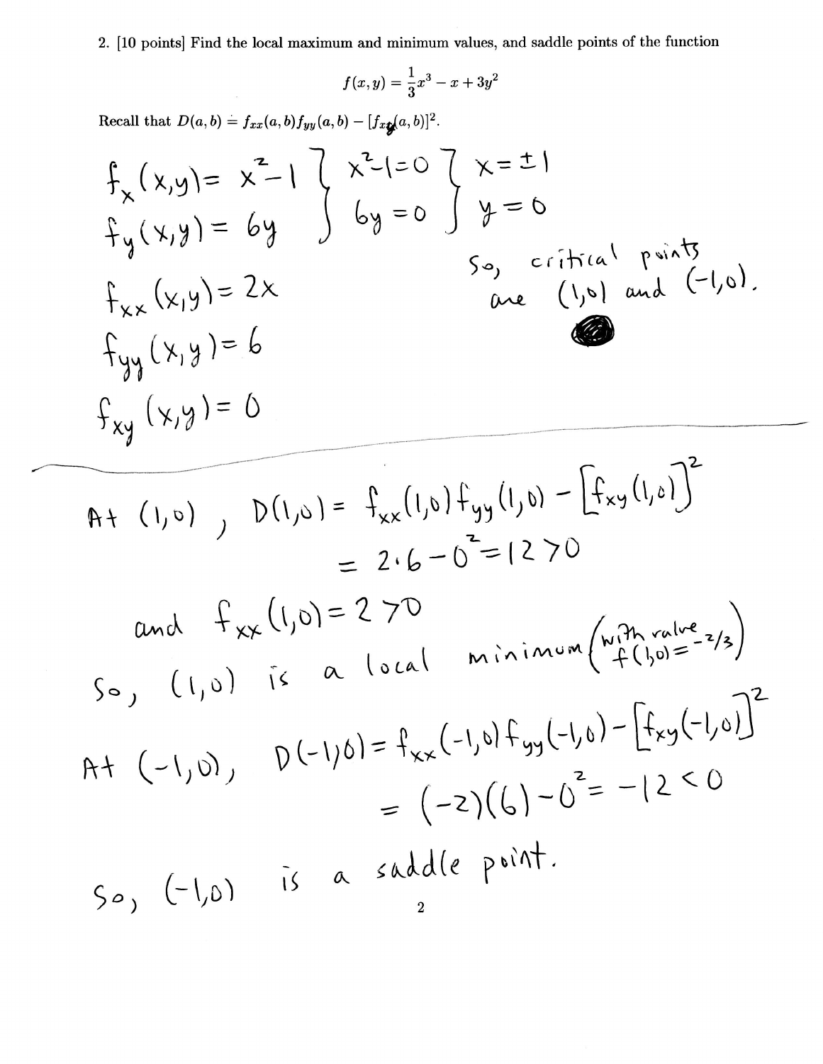2. [10 points] Find the local maximum and minimum values, and saddle points of the function

$$f(x, y) = \frac{1}{3}x^3 - x + 3y^2$$

Recall that $D(a, b) = f_{xx}(a, b)f_{yy}(a, b) - [f_{xy}(a, b)]^2$.

$f_x(x,y) = x^2 - 1$, $f_y(x,y) = 6y$ $\Rightarrow$ $x^2 - 1 = 0$, $6y = 0$ $\Rightarrow$ $x = \pm 1$, $y = 0$

So, critical points are $(1,0)$ and $(-1,0)$.

$f_{xx}(x,y) = 2x$

$f_{yy}(x,y) = 6$

$f_{xy}(x,y) = 0$

---

At $(1,0)$, $D(1,0) = f_{xx}(1,0)f_{yy}(1,0) - [f_{xy}(1,0)]^2$

$= 2 \cdot 6 - 0^2 = 12 > 0$

and $f_{xx}(1,0) = 2 > 0$

So, $(1,0)$ is a local minimum (with value $f(1,0) = -2/3$)

At $(-1,0)$, $D(-1,0) = f_{xx}(-1,0)f_{yy}(-1,0) - [f_{xy}(-1,0)]^2$

$= (-2)(6) - 0^2 = -12 < 0$

So, $(-1,0)$ is a saddle point.